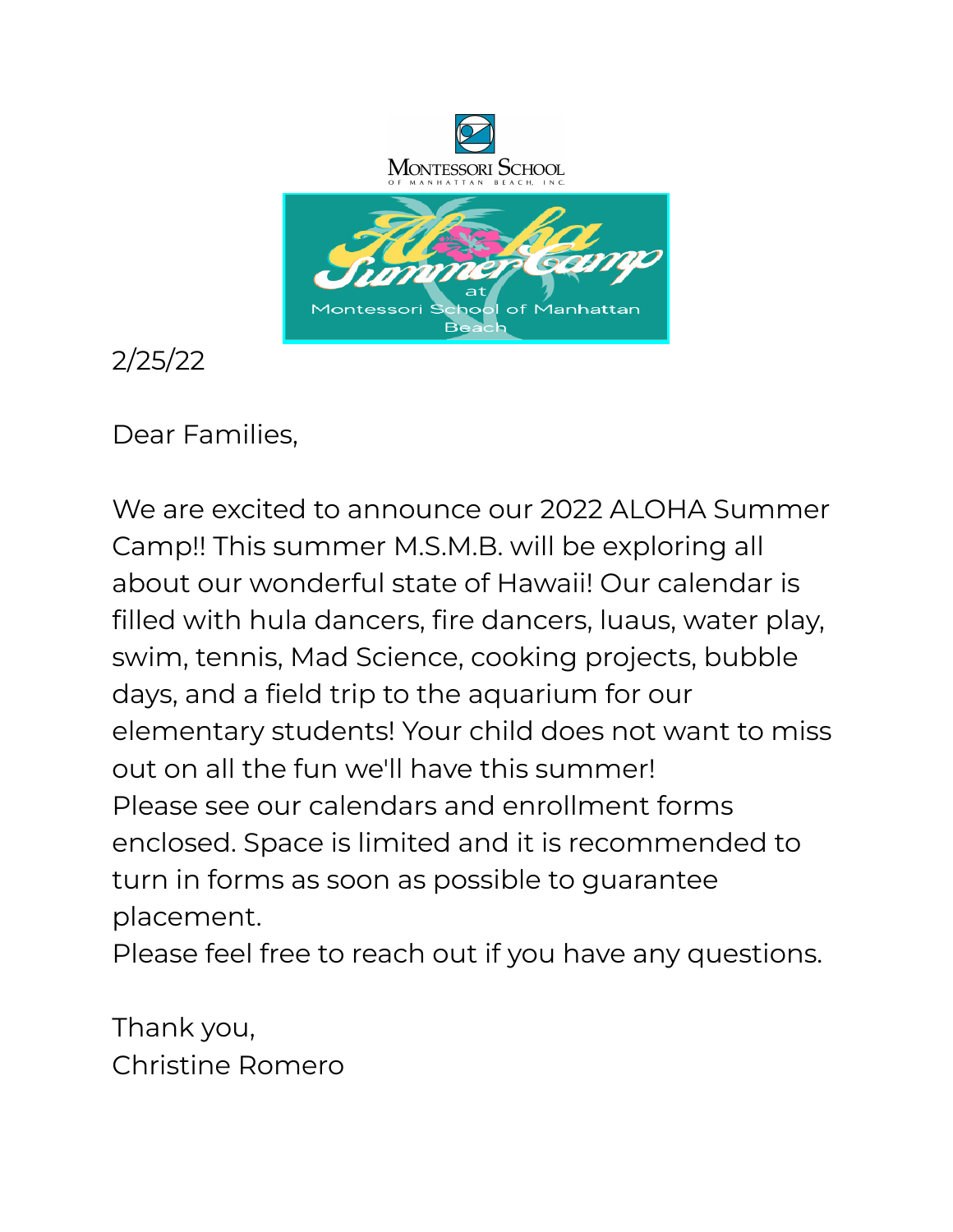Montessori School of Manhattan Beach, Inc.

Aloha Summer Camp at Montessori School of Manhattan Beach

2/25/22

Dear Families,

We are excited to announce our 2022 ALOHA Summer Camp!! This summer M.S.M.B. will be exploring all about our wonderful state of Hawaii! Our calendar is filled with hula dancers, fire dancers, luaus, water play, swim, tennis, Mad Science, cooking projects, bubble days, and a field trip to the aquarium for our elementary students! Your child does not want to miss out on all the fun we'll have this summer!
Please see our calendars and enrollment forms enclosed. Space is limited and it is recommended to turn in forms as soon as possible to guarantee placement.
Please feel free to reach out if you have any questions.

Thank you,
Christine Romero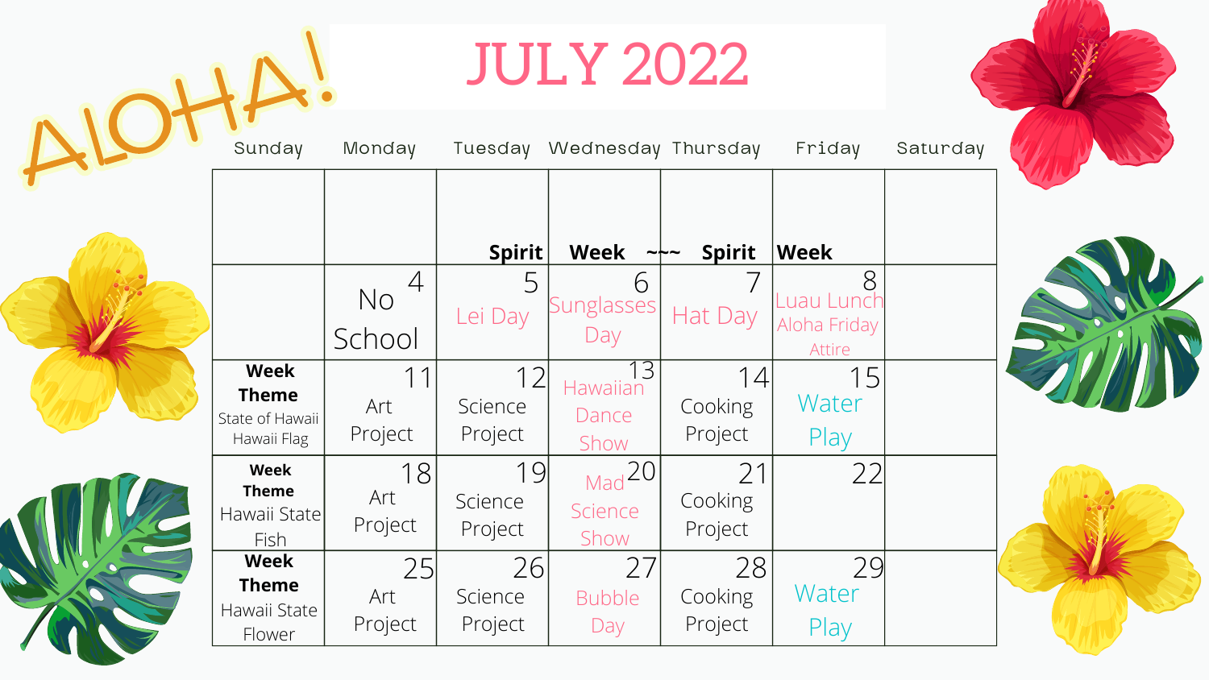ALOHA!

# JULY 2022

| Sunday | Monday | Tuesday | Wednesday | Thursday | Friday | Saturday |
|---|---|---|---|---|---|---|
| | | **Spirit** | **Week ~~~** | **Spirit** | **Week** | |
| | 4 No School | 5 Lei Day | 6 Sunglasses Day | 7 Hat Day | 8 Luau Lunch Aloha Friday Attire | |
| **Week Theme** State of Hawaii Hawaii Flag | 11 Art Project | 12 Science Project | 13 Hawaiian Dance Show | 14 Cooking Project | 15 Water Play | |
| **Week Theme** Hawaii State Fish | 18 Art Project | 19 Science Project | 20 Mad Science Show | 21 Cooking Project | 22 | |
| **Week Theme** Hawaii State Flower | 25 Art Project | 26 Science Project | 27 Bubble Day | 28 Cooking Project | 29 Water Play | |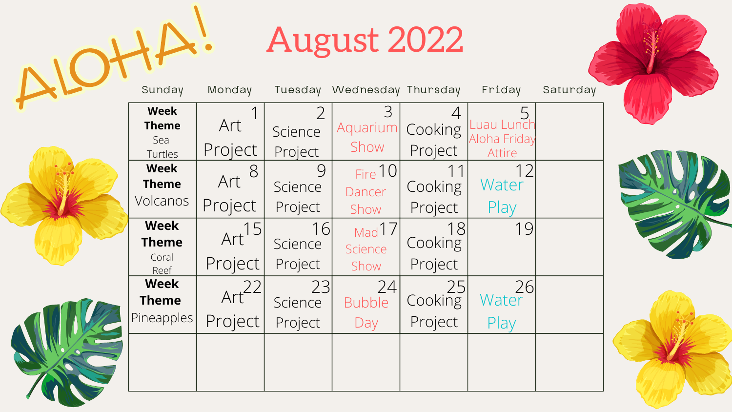# ALOHA!

# August 2022

| Sunday | Monday | Tuesday | Wednesday | Thursday | Friday | Saturday |
|---|---|---|---|---|---|---|
| **Week Theme** Sea Turtles | 1 Art Project | 2 Science Project | 3 Aquarium Show | 4 Cooking Project | 5 Luau Lunch Aloha Friday Attire | |
| **Week Theme** Volcanos | 8 Art Project | 9 Science Project | 10 Fire Dancer Show | 11 Cooking Project | 12 Water Play | |
| **Week Theme** Coral Reef | 15 Art Project | 16 Science Project | 17 Mad Science Show | 18 Cooking Project | 19 | |
| **Week Theme** Pineapples | 22 Art Project | 23 Science Project | 24 Bubble Day | 25 Cooking Project | 26 Water Play | |
| | | | | | | |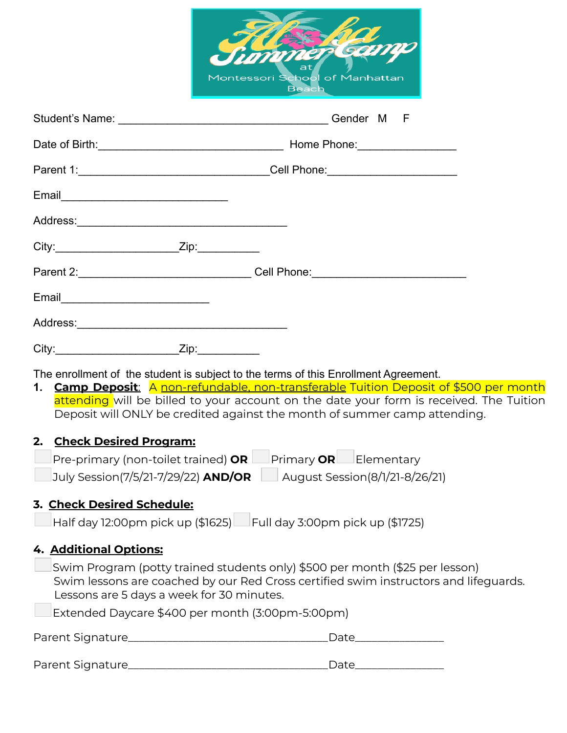# Aloha Summer Camp at Montessori School of Manhattan Beach

Student's Name: ___________________________________ Gender M F

Date of Birth:______________________________ Home Phone:________________

Parent 1:________________________________Cell Phone:______________________

Email____________________________

Address:___________________________________

City:____________________Zip:__________

Parent 2:_____________________________ Cell Phone:__________________________

Email_________________________

Address:___________________________________

City:____________________Zip:__________

The enrollment of the student is subject to the terms of this Enrollment Agreement.

1. **Camp Deposit**: A non-refundable, non-transferable Tuition Deposit of $500 per month attending will be billed to your account on the date your form is received. The Tuition Deposit will ONLY be credited against the month of summer camp attending.

## 2. Check Desired Program:

☐ Pre-primary (non-toilet trained) **OR** ☐ Primary **OR** ☐ Elementary

☐ July Session(7/5/21-7/29/22) **AND/OR** ☐ August Session(8/1/21-8/26/21)

## 3. Check Desired Schedule:

☐ Half day 12:00pm pick up ($1625) ☐ Full day 3:00pm pick up ($1725)

## 4. Additional Options:

☐ Swim Program (potty trained students only) $500 per month ($25 per lesson)
Swim lessons are coached by our Red Cross certified swim instructors and lifeguards. Lessons are 5 days a week for 30 minutes.

☐ Extended Daycare $400 per month (3:00pm-5:00pm)

Parent Signature___________________________________Date_______________

Parent Signature___________________________________Date_______________